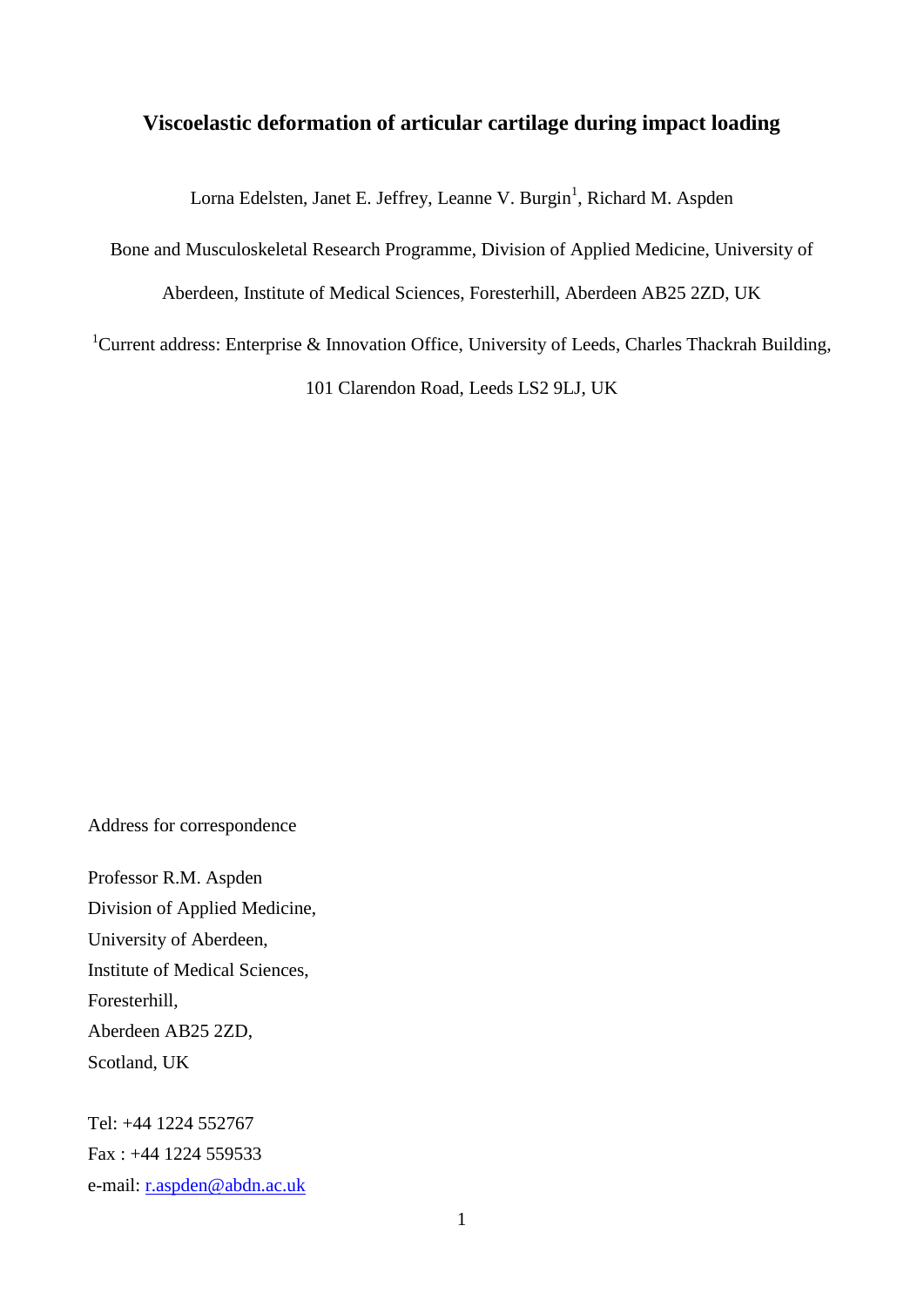# Viscoelastic deformation of articular cartilage during impact loading

Lorna Edelsten, Janet E. Jeffrey, Leanne V. Burgin[1], Richard M. Aspden

Bone and Musculoskeletal Research Programme, Division of Applied Medicine, University of Aberdeen, Institute of Medical Sciences, Foresterhill, Aberdeen AB25 2ZD, UK

[1]Current address: Enterprise & Innovation Office, University of Leeds, Charles Thackrah Building, 101 Clarendon Road, Leeds LS2 9LJ, UK

Address for correspondence

Professor R.M. Aspden  
Division of Applied Medicine,  
University of Aberdeen,  
Institute of Medical Sciences,  
Foresterhill,  
Aberdeen AB25 2ZD,  
Scotland, UK

Tel: +44 1224 552767  
Fax : +44 1224 559533  
e-mail: r.aspden@abdn.ac.uk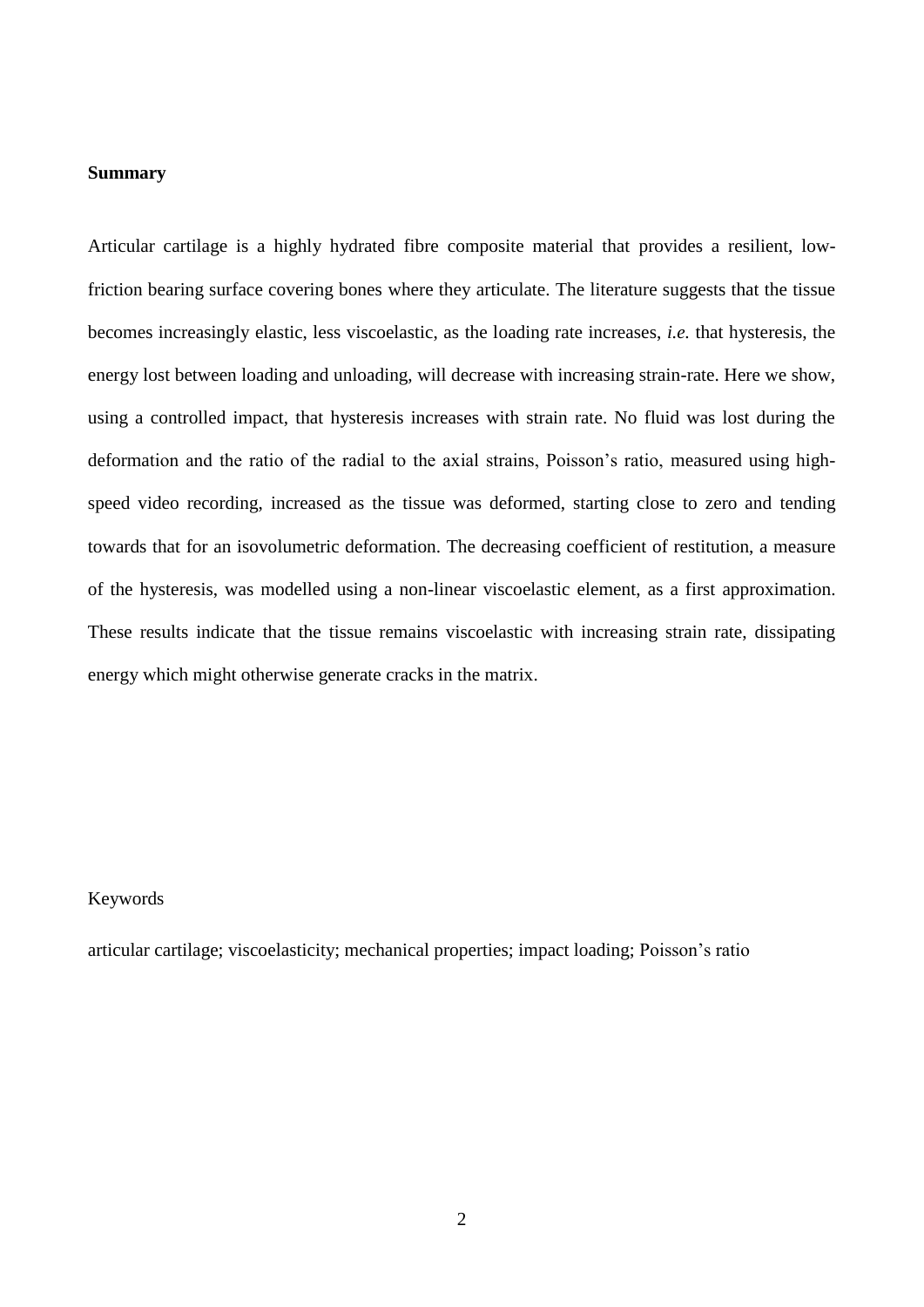**Summary**

Articular cartilage is a highly hydrated fibre composite material that provides a resilient, low-friction bearing surface covering bones where they articulate. The literature suggests that the tissue becomes increasingly elastic, less viscoelastic, as the loading rate increases, *i.e.* that hysteresis, the energy lost between loading and unloading, will decrease with increasing strain-rate. Here we show, using a controlled impact, that hysteresis increases with strain rate. No fluid was lost during the deformation and the ratio of the radial to the axial strains, Poisson's ratio, measured using high-speed video recording, increased as the tissue was deformed, starting close to zero and tending towards that for an isovolumetric deformation. The decreasing coefficient of restitution, a measure of the hysteresis, was modelled using a non-linear viscoelastic element, as a first approximation. These results indicate that the tissue remains viscoelastic with increasing strain rate, dissipating energy which might otherwise generate cracks in the matrix.

Keywords

articular cartilage; viscoelasticity; mechanical properties; impact loading; Poisson's ratio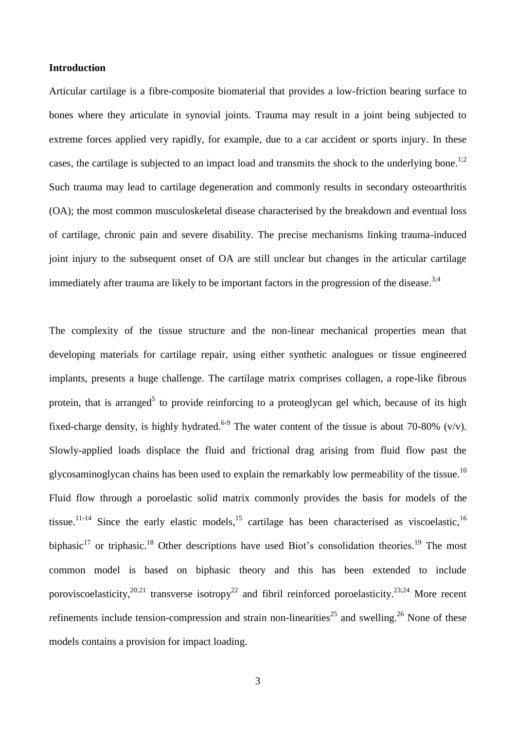**Introduction**

Articular cartilage is a fibre-composite biomaterial that provides a low-friction bearing surface to bones where they articulate in synovial joints. Trauma may result in a joint being subjected to extreme forces applied very rapidly, for example, due to a car accident or sports injury. In these cases, the cartilage is subjected to an impact load and transmits the shock to the underlying bone.[1;2] Such trauma may lead to cartilage degeneration and commonly results in secondary osteoarthritis (OA); the most common musculoskeletal disease characterised by the breakdown and eventual loss of cartilage, chronic pain and severe disability. The precise mechanisms linking trauma-induced joint injury to the subsequent onset of OA are still unclear but changes in the articular cartilage immediately after trauma are likely to be important factors in the progression of the disease.[3;4]

The complexity of the tissue structure and the non-linear mechanical properties mean that developing materials for cartilage repair, using either synthetic analogues or tissue engineered implants, presents a huge challenge. The cartilage matrix comprises collagen, a rope-like fibrous protein, that is arranged[5] to provide reinforcing to a proteoglycan gel which, because of its high fixed-charge density, is highly hydrated.[6-9] The water content of the tissue is about 70-80% (v/v). Slowly-applied loads displace the fluid and frictional drag arising from fluid flow past the glycosaminoglycan chains has been used to explain the remarkably low permeability of the tissue.[10] Fluid flow through a poroelastic solid matrix commonly provides the basis for models of the tissue.[11-14] Since the early elastic models,[15] cartilage has been characterised as viscoelastic,[16] biphasic[17] or triphasic.[18] Other descriptions have used Biot's consolidation theories.[19] The most common model is based on biphasic theory and this has been extended to include poroviscoelasticity,[20;21] transverse isotropy[22] and fibril reinforced poroelasticity.[23;24] More recent refinements include tension-compression and strain non-linearities[25] and swelling.[26] None of these models contains a provision for impact loading.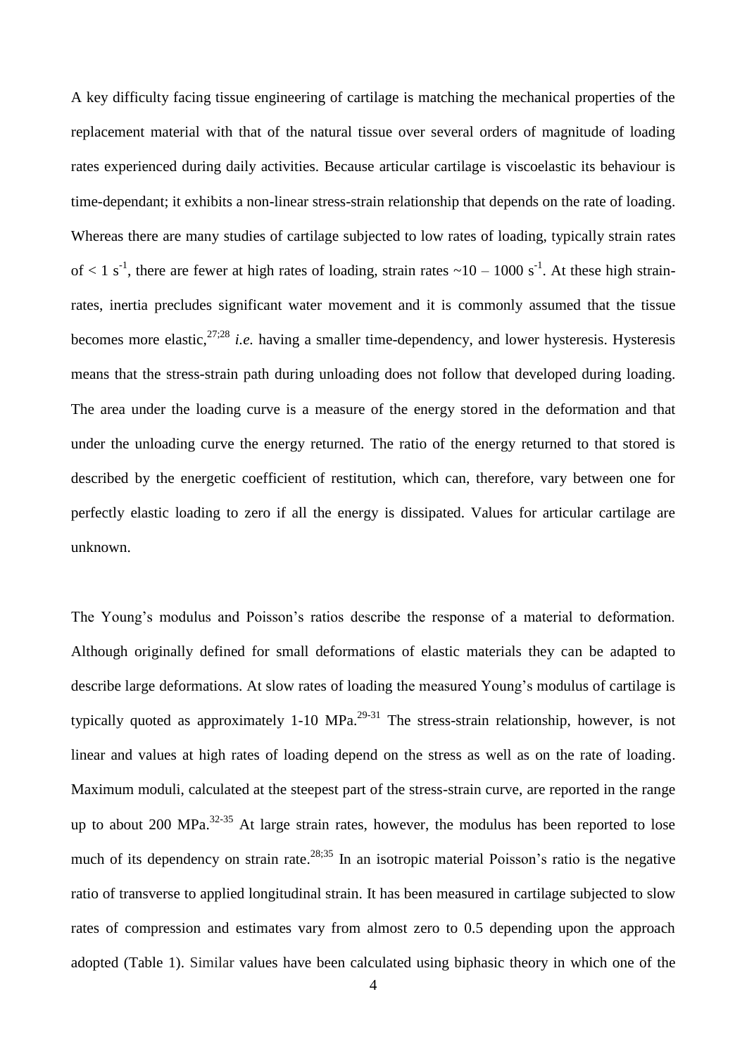A key difficulty facing tissue engineering of cartilage is matching the mechanical properties of the replacement material with that of the natural tissue over several orders of magnitude of loading rates experienced during daily activities. Because articular cartilage is viscoelastic its behaviour is time-dependant; it exhibits a non-linear stress-strain relationship that depends on the rate of loading. Whereas there are many studies of cartilage subjected to low rates of loading, typically strain rates of $< 1\ s^{-1}$, there are fewer at high rates of loading, strain rates $\sim 10 - 1000\ s^{-1}$. At these high strain-rates, inertia precludes significant water movement and it is commonly assumed that the tissue becomes more elastic,[27;28] *i.e.* having a smaller time-dependency, and lower hysteresis. Hysteresis means that the stress-strain path during unloading does not follow that developed during loading. The area under the loading curve is a measure of the energy stored in the deformation and that under the unloading curve the energy returned. The ratio of the energy returned to that stored is described by the energetic coefficient of restitution, which can, therefore, vary between one for perfectly elastic loading to zero if all the energy is dissipated. Values for articular cartilage are unknown.

The Young's modulus and Poisson's ratios describe the response of a material to deformation. Although originally defined for small deformations of elastic materials they can be adapted to describe large deformations. At slow rates of loading the measured Young's modulus of cartilage is typically quoted as approximately 1-10 MPa.[29-31] The stress-strain relationship, however, is not linear and values at high rates of loading depend on the stress as well as on the rate of loading. Maximum moduli, calculated at the steepest part of the stress-strain curve, are reported in the range up to about 200 MPa.[32-35] At large strain rates, however, the modulus has been reported to lose much of its dependency on strain rate.[28;35] In an isotropic material Poisson's ratio is the negative ratio of transverse to applied longitudinal strain. It has been measured in cartilage subjected to slow rates of compression and estimates vary from almost zero to 0.5 depending upon the approach adopted (Table 1). Similar values have been calculated using biphasic theory in which one of the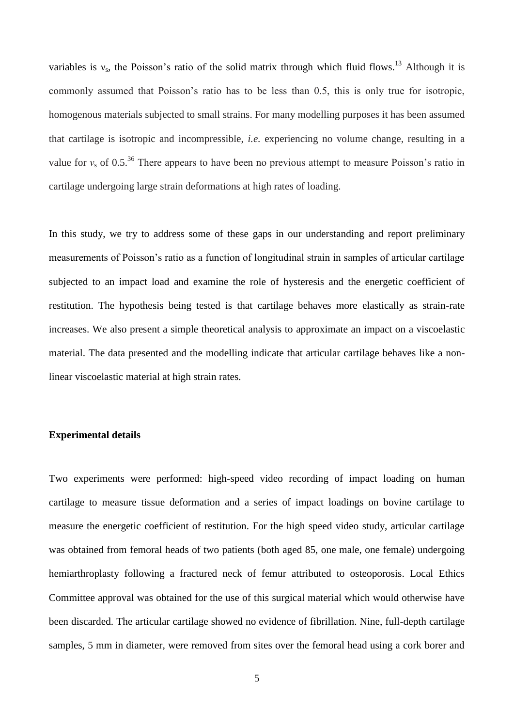variables is $v_s$, the Poisson's ratio of the solid matrix through which fluid flows.[13] Although it is commonly assumed that Poisson's ratio has to be less than 0.5, this is only true for isotropic, homogenous materials subjected to small strains. For many modelling purposes it has been assumed that cartilage is isotropic and incompressible, *i.e.* experiencing no volume change, resulting in a value for $v_s$ of 0.5.[36] There appears to have been no previous attempt to measure Poisson's ratio in cartilage undergoing large strain deformations at high rates of loading.

In this study, we try to address some of these gaps in our understanding and report preliminary measurements of Poisson's ratio as a function of longitudinal strain in samples of articular cartilage subjected to an impact load and examine the role of hysteresis and the energetic coefficient of restitution. The hypothesis being tested is that cartilage behaves more elastically as strain-rate increases. We also present a simple theoretical analysis to approximate an impact on a viscoelastic material. The data presented and the modelling indicate that articular cartilage behaves like a non-linear viscoelastic material at high strain rates.

**Experimental details**

Two experiments were performed: high-speed video recording of impact loading on human cartilage to measure tissue deformation and a series of impact loadings on bovine cartilage to measure the energetic coefficient of restitution. For the high speed video study, articular cartilage was obtained from femoral heads of two patients (both aged 85, one male, one female) undergoing hemiarthroplasty following a fractured neck of femur attributed to osteoporosis. Local Ethics Committee approval was obtained for the use of this surgical material which would otherwise have been discarded. The articular cartilage showed no evidence of fibrillation. Nine, full-depth cartilage samples, 5 mm in diameter, were removed from sites over the femoral head using a cork borer and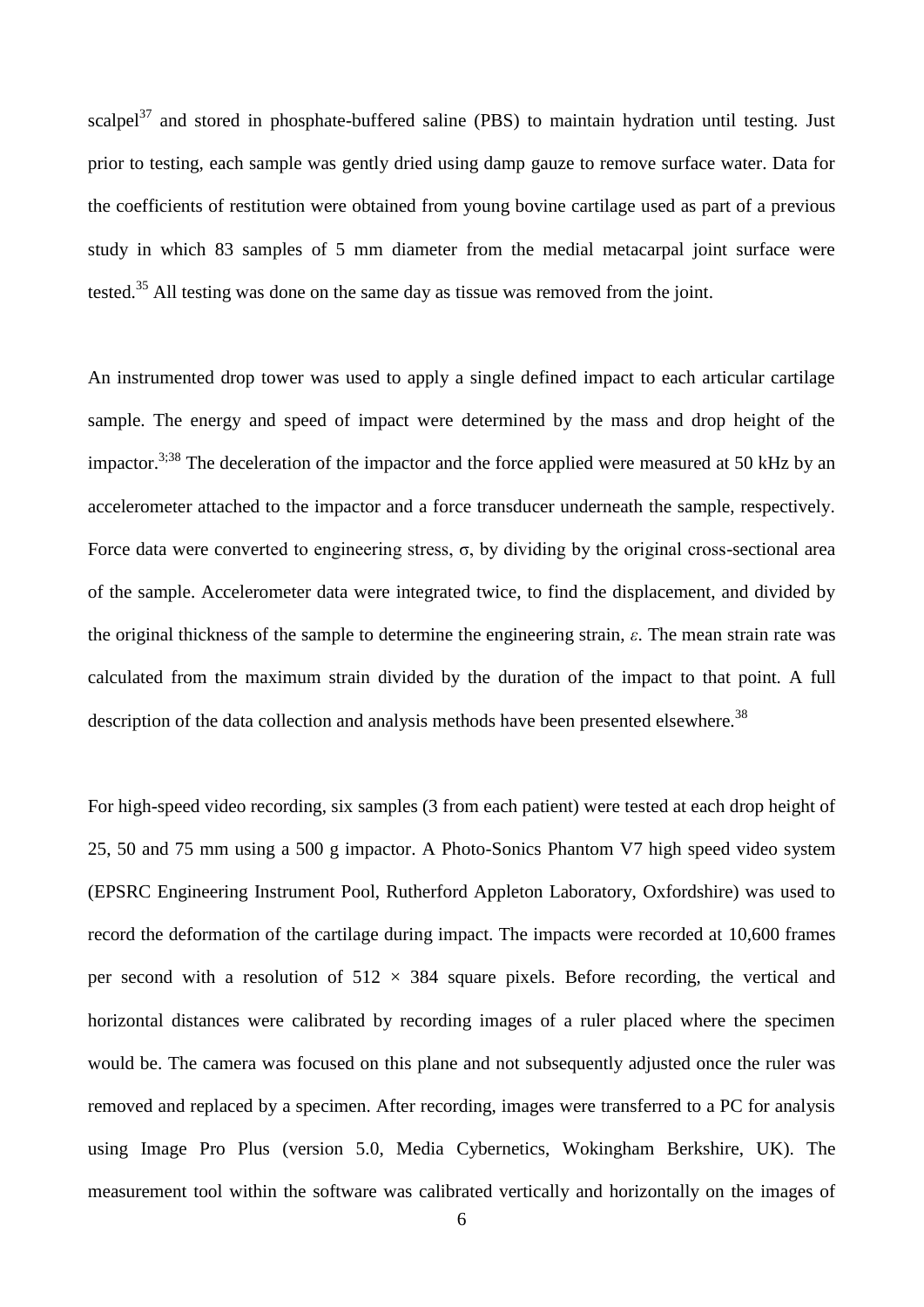scalpel[37] and stored in phosphate-buffered saline (PBS) to maintain hydration until testing. Just prior to testing, each sample was gently dried using damp gauze to remove surface water. Data for the coefficients of restitution were obtained from young bovine cartilage used as part of a previous study in which 83 samples of 5 mm diameter from the medial metacarpal joint surface were tested.[35] All testing was done on the same day as tissue was removed from the joint.

An instrumented drop tower was used to apply a single defined impact to each articular cartilage sample. The energy and speed of impact were determined by the mass and drop height of the impactor.[3;38] The deceleration of the impactor and the force applied were measured at 50 kHz by an accelerometer attached to the impactor and a force transducer underneath the sample, respectively. Force data were converted to engineering stress, $\sigma$, by dividing by the original cross-sectional area of the sample. Accelerometer data were integrated twice, to find the displacement, and divided by the original thickness of the sample to determine the engineering strain, $\varepsilon$. The mean strain rate was calculated from the maximum strain divided by the duration of the impact to that point. A full description of the data collection and analysis methods have been presented elsewhere.[38]

For high-speed video recording, six samples (3 from each patient) were tested at each drop height of 25, 50 and 75 mm using a 500 g impactor. A Photo-Sonics Phantom V7 high speed video system (EPSRC Engineering Instrument Pool, Rutherford Appleton Laboratory, Oxfordshire) was used to record the deformation of the cartilage during impact. The impacts were recorded at 10,600 frames per second with a resolution of $512 \times 384$ square pixels. Before recording, the vertical and horizontal distances were calibrated by recording images of a ruler placed where the specimen would be. The camera was focused on this plane and not subsequently adjusted once the ruler was removed and replaced by a specimen. After recording, images were transferred to a PC for analysis using Image Pro Plus (version 5.0, Media Cybernetics, Wokingham Berkshire, UK). The measurement tool within the software was calibrated vertically and horizontally on the images of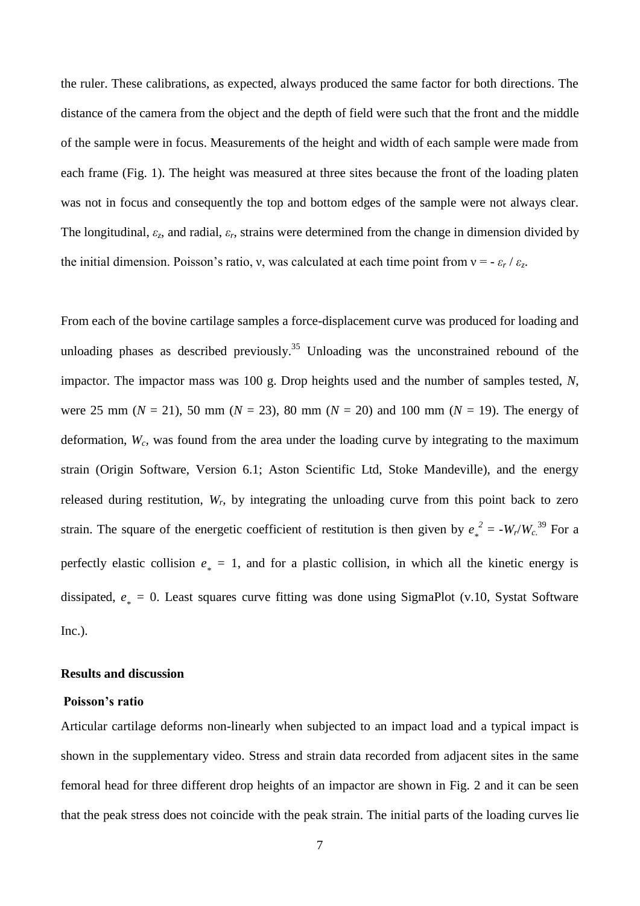the ruler. These calibrations, as expected, always produced the same factor for both directions. The distance of the camera from the object and the depth of field were such that the front and the middle of the sample were in focus. Measurements of the height and width of each sample were made from each frame (Fig. 1). The height was measured at three sites because the front of the loading platen was not in focus and consequently the top and bottom edges of the sample were not always clear. The longitudinal, $\varepsilon_z$, and radial, $\varepsilon_r$, strains were determined from the change in dimension divided by the initial dimension. Poisson's ratio, ν, was calculated at each time point from $\nu = -\varepsilon_r / \varepsilon_z$.

From each of the bovine cartilage samples a force-displacement curve was produced for loading and unloading phases as described previously.[35] Unloading was the unconstrained rebound of the impactor. The impactor mass was 100 g. Drop heights used and the number of samples tested, *N*, were 25 mm (*N* = 21), 50 mm (*N* = 23), 80 mm (*N* = 20) and 100 mm (*N* = 19). The energy of deformation, $W_c$, was found from the area under the loading curve by integrating to the maximum strain (Origin Software, Version 6.1; Aston Scientific Ltd, Stoke Mandeville), and the energy released during restitution, $W_r$, by integrating the unloading curve from this point back to zero strain. The square of the energetic coefficient of restitution is then given by $e_*^{\,2} = -W_r/W_c$.[39] For a perfectly elastic collision $e_* = 1$, and for a plastic collision, in which all the kinetic energy is dissipated, $e_* = 0$. Least squares curve fitting was done using SigmaPlot (v.10, Systat Software Inc.).

## Results and discussion

### Poisson's ratio

Articular cartilage deforms non-linearly when subjected to an impact load and a typical impact is shown in the supplementary video. Stress and strain data recorded from adjacent sites in the same femoral head for three different drop heights of an impactor are shown in Fig. 2 and it can be seen that the peak stress does not coincide with the peak strain. The initial parts of the loading curves lie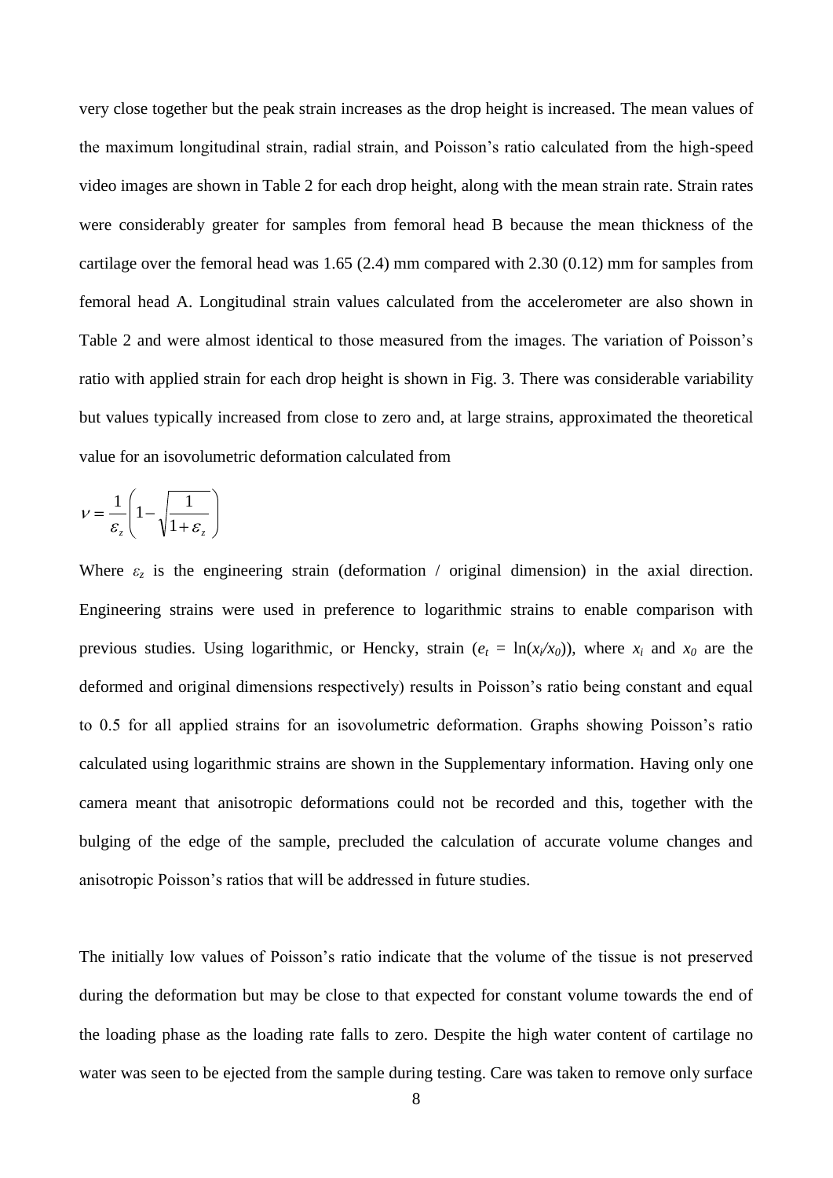very close together but the peak strain increases as the drop height is increased. The mean values of the maximum longitudinal strain, radial strain, and Poisson's ratio calculated from the high-speed video images are shown in Table 2 for each drop height, along with the mean strain rate. Strain rates were considerably greater for samples from femoral head B because the mean thickness of the cartilage over the femoral head was 1.65 (2.4) mm compared with 2.30 (0.12) mm for samples from femoral head A. Longitudinal strain values calculated from the accelerometer are also shown in Table 2 and were almost identical to those measured from the images. The variation of Poisson's ratio with applied strain for each drop height is shown in Fig. 3. There was considerable variability but values typically increased from close to zero and, at large strains, approximated the theoretical value for an isovolumetric deformation calculated from

$$\nu = \frac{1}{\varepsilon_z}\left(1 - \sqrt{\frac{1}{1+\varepsilon_z}}\right)$$

Where $\varepsilon_z$ is the engineering strain (deformation / original dimension) in the axial direction. Engineering strains were used in preference to logarithmic strains to enable comparison with previous studies. Using logarithmic, or Hencky, strain ($e_t = \ln(x_i/x_0)$), where $x_i$ and $x_0$ are the deformed and original dimensions respectively) results in Poisson's ratio being constant and equal to 0.5 for all applied strains for an isovolumetric deformation. Graphs showing Poisson's ratio calculated using logarithmic strains are shown in the Supplementary information. Having only one camera meant that anisotropic deformations could not be recorded and this, together with the bulging of the edge of the sample, precluded the calculation of accurate volume changes and anisotropic Poisson's ratios that will be addressed in future studies.

The initially low values of Poisson's ratio indicate that the volume of the tissue is not preserved during the deformation but may be close to that expected for constant volume towards the end of the loading phase as the loading rate falls to zero. Despite the high water content of cartilage no water was seen to be ejected from the sample during testing. Care was taken to remove only surface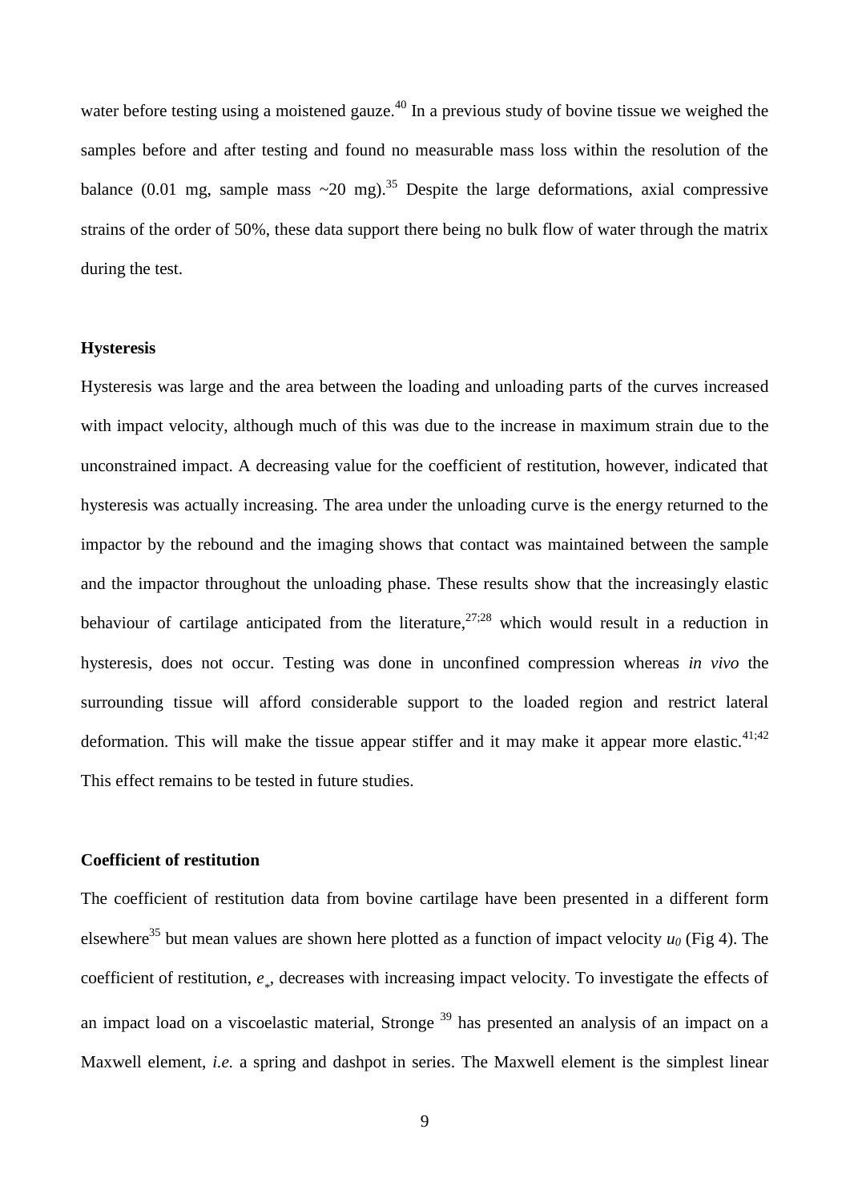water before testing using a moistened gauze.[40] In a previous study of bovine tissue we weighed the samples before and after testing and found no measurable mass loss within the resolution of the balance (0.01 mg, sample mass ~20 mg).[35] Despite the large deformations, axial compressive strains of the order of 50%, these data support there being no bulk flow of water through the matrix during the test.

### Hysteresis

Hysteresis was large and the area between the loading and unloading parts of the curves increased with impact velocity, although much of this was due to the increase in maximum strain due to the unconstrained impact. A decreasing value for the coefficient of restitution, however, indicated that hysteresis was actually increasing. The area under the unloading curve is the energy returned to the impactor by the rebound and the imaging shows that contact was maintained between the sample and the impactor throughout the unloading phase. These results show that the increasingly elastic behaviour of cartilage anticipated from the literature,[27;28] which would result in a reduction in hysteresis, does not occur. Testing was done in unconfined compression whereas *in vivo* the surrounding tissue will afford considerable support to the loaded region and restrict lateral deformation. This will make the tissue appear stiffer and it may make it appear more elastic.[41;42] This effect remains to be tested in future studies.

### Coefficient of restitution

The coefficient of restitution data from bovine cartilage have been presented in a different form elsewhere[35] but mean values are shown here plotted as a function of impact velocity $u_0$ (Fig 4). The coefficient of restitution, $e_*$, decreases with increasing impact velocity. To investigate the effects of an impact load on a viscoelastic material, Stronge [39] has presented an analysis of an impact on a Maxwell element, *i.e.* a spring and dashpot in series. The Maxwell element is the simplest linear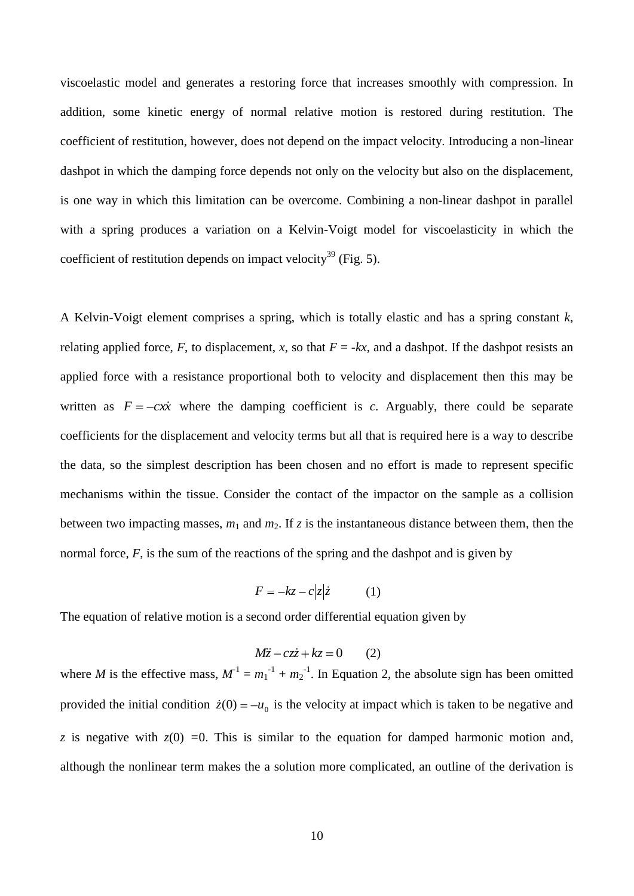viscoelastic model and generates a restoring force that increases smoothly with compression. In addition, some kinetic energy of normal relative motion is restored during restitution. The coefficient of restitution, however, does not depend on the impact velocity. Introducing a non-linear dashpot in which the damping force depends not only on the velocity but also on the displacement, is one way in which this limitation can be overcome. Combining a non-linear dashpot in parallel with a spring produces a variation on a Kelvin-Voigt model for viscoelasticity in which the coefficient of restitution depends on impact velocity[39] (Fig. 5).

A Kelvin-Voigt element comprises a spring, which is totally elastic and has a spring constant $k$, relating applied force, $F$, to displacement, $x$, so that $F = -kx$, and a dashpot. If the dashpot resists an applied force with a resistance proportional both to velocity and displacement then this may be written as $F = -cx\dot{x}$ where the damping coefficient is $c$. Arguably, there could be separate coefficients for the displacement and velocity terms but all that is required here is a way to describe the data, so the simplest description has been chosen and no effort is made to represent specific mechanisms within the tissue. Consider the contact of the impactor on the sample as a collision between two impacting masses, $m_1$ and $m_2$. If $z$ is the instantaneous distance between them, then the normal force, $F$, is the sum of the reactions of the spring and the dashpot and is given by

$$F = -kz - c|z|\dot{z} \qquad (1)$$

The equation of relative motion is a second order differential equation given by

$$M\ddot{z} - cz\dot{z} + kz = 0 \qquad (2)$$

where $M$ is the effective mass, $M^{-1} = m_1^{-1} + m_2^{-1}$. In Equation 2, the absolute sign has been omitted provided the initial condition $\dot{z}(0) = -u_0$ is the velocity at impact which is taken to be negative and $z$ is negative with $z(0) = 0$. This is similar to the equation for damped harmonic motion and, although the nonlinear term makes the a solution more complicated, an outline of the derivation is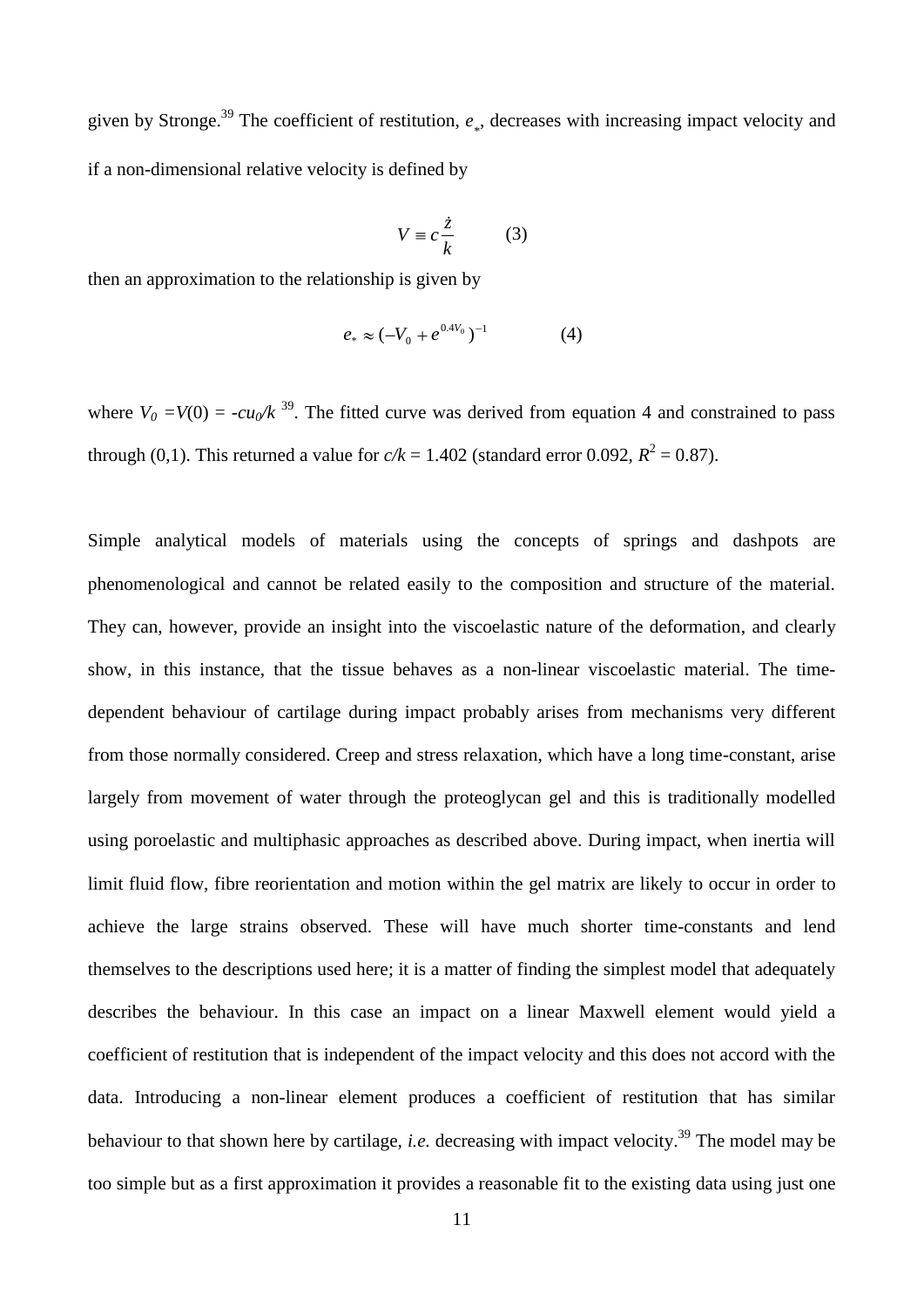given by Stronge.[39] The coefficient of restitution, $e_*$, decreases with increasing impact velocity and if a non-dimensional relative velocity is defined by

$$V \equiv c\frac{\dot{z}}{k} \qquad (3)$$

then an approximation to the relationship is given by

$$e_* \approx (-V_0 + e^{0.4V_0})^{-1} \qquad (4)$$

where $V_0 = V(0) = -cu_0/k$ [39]. The fitted curve was derived from equation 4 and constrained to pass through (0,1). This returned a value for $c/k = 1.402$ (standard error 0.092, $R^2 = 0.87$).

Simple analytical models of materials using the concepts of springs and dashpots are phenomenological and cannot be related easily to the composition and structure of the material. They can, however, provide an insight into the viscoelastic nature of the deformation, and clearly show, in this instance, that the tissue behaves as a non-linear viscoelastic material. The time-dependent behaviour of cartilage during impact probably arises from mechanisms very different from those normally considered. Creep and stress relaxation, which have a long time-constant, arise largely from movement of water through the proteoglycan gel and this is traditionally modelled using poroelastic and multiphasic approaches as described above. During impact, when inertia will limit fluid flow, fibre reorientation and motion within the gel matrix are likely to occur in order to achieve the large strains observed. These will have much shorter time-constants and lend themselves to the descriptions used here; it is a matter of finding the simplest model that adequately describes the behaviour. In this case an impact on a linear Maxwell element would yield a coefficient of restitution that is independent of the impact velocity and this does not accord with the data. Introducing a non-linear element produces a coefficient of restitution that has similar behaviour to that shown here by cartilage, *i.e.* decreasing with impact velocity.[39] The model may be too simple but as a first approximation it provides a reasonable fit to the existing data using just one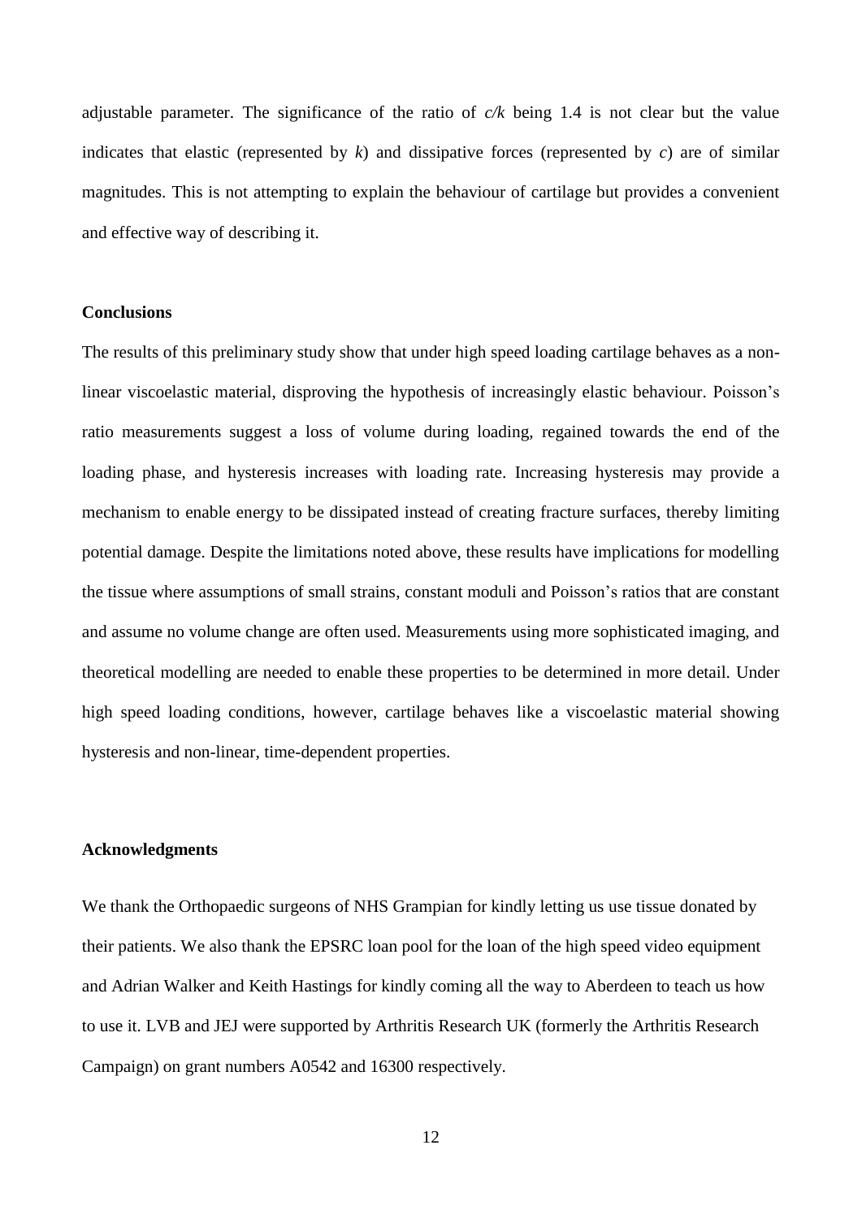adjustable parameter. The significance of the ratio of $c/k$ being 1.4 is not clear but the value indicates that elastic (represented by $k$) and dissipative forces (represented by $c$) are of similar magnitudes. This is not attempting to explain the behaviour of cartilage but provides a convenient and effective way of describing it.

## Conclusions

The results of this preliminary study show that under high speed loading cartilage behaves as a non-linear viscoelastic material, disproving the hypothesis of increasingly elastic behaviour. Poisson's ratio measurements suggest a loss of volume during loading, regained towards the end of the loading phase, and hysteresis increases with loading rate. Increasing hysteresis may provide a mechanism to enable energy to be dissipated instead of creating fracture surfaces, thereby limiting potential damage. Despite the limitations noted above, these results have implications for modelling the tissue where assumptions of small strains, constant moduli and Poisson's ratios that are constant and assume no volume change are often used. Measurements using more sophisticated imaging, and theoretical modelling are needed to enable these properties to be determined in more detail. Under high speed loading conditions, however, cartilage behaves like a viscoelastic material showing hysteresis and non-linear, time-dependent properties.

## Acknowledgments

We thank the Orthopaedic surgeons of NHS Grampian for kindly letting us use tissue donated by their patients. We also thank the EPSRC loan pool for the loan of the high speed video equipment and Adrian Walker and Keith Hastings for kindly coming all the way to Aberdeen to teach us how to use it. LVB and JEJ were supported by Arthritis Research UK (formerly the Arthritis Research Campaign) on grant numbers A0542 and 16300 respectively.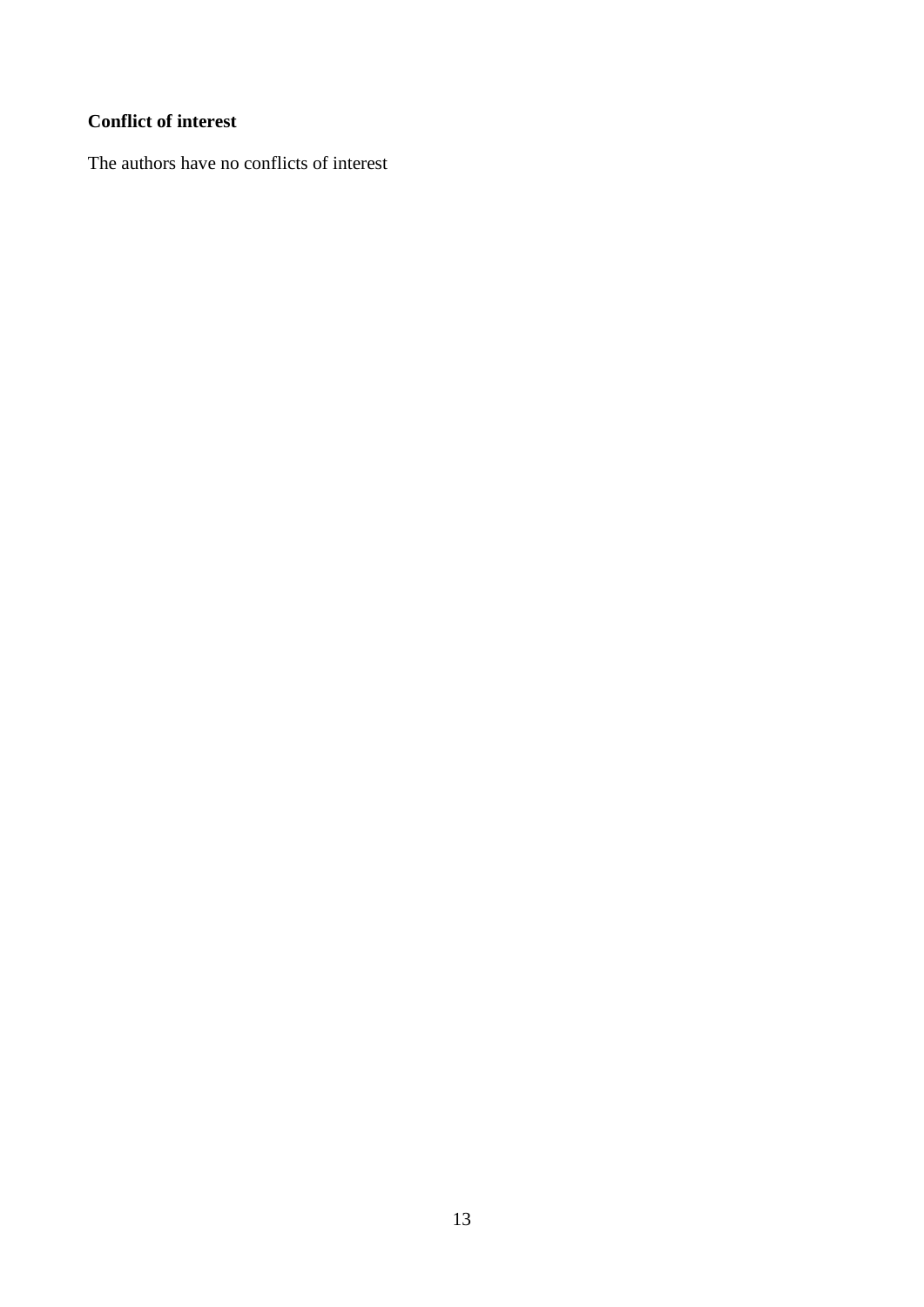**Conflict of interest**

The authors have no conflicts of interest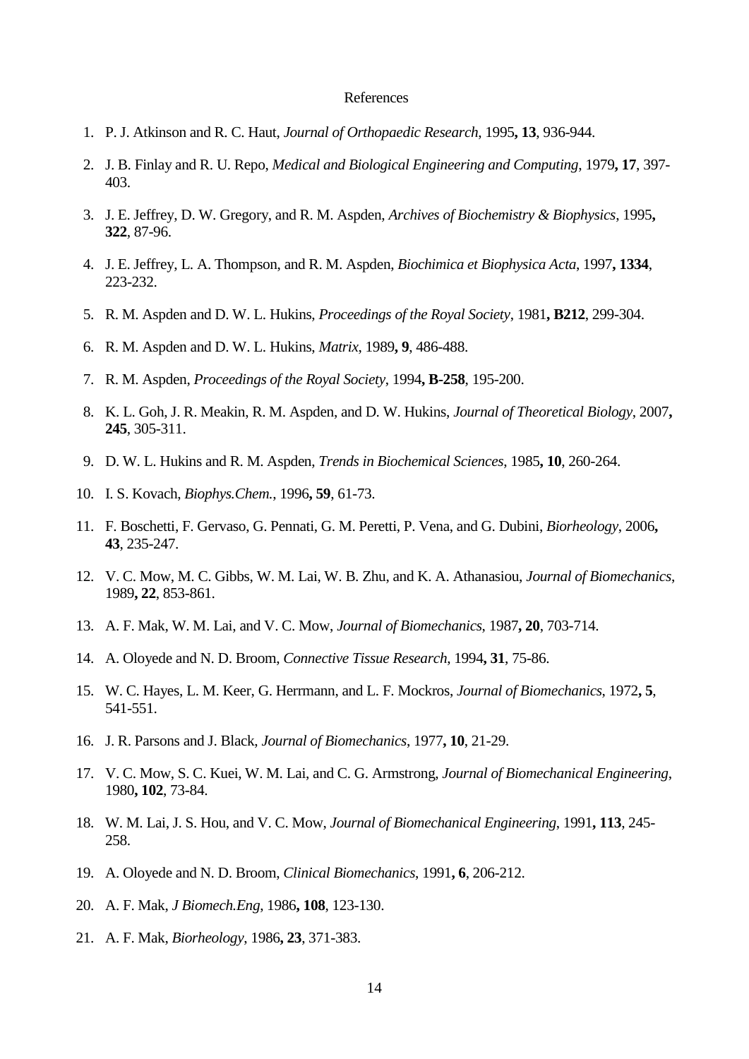References

1. P. J. Atkinson and R. C. Haut, *Journal of Orthopaedic Research*, 1995**, 13**, 936-944.

2. J. B. Finlay and R. U. Repo, *Medical and Biological Engineering and Computing*, 1979**, 17**, 397-403.

3. J. E. Jeffrey, D. W. Gregory, and R. M. Aspden, *Archives of Biochemistry & Biophysics*, 1995**, 322**, 87-96.

4. J. E. Jeffrey, L. A. Thompson, and R. M. Aspden, *Biochimica et Biophysica Acta*, 1997**, 1334**, 223-232.

5. R. M. Aspden and D. W. L. Hukins, *Proceedings of the Royal Society*, 1981**, B212**, 299-304.

6. R. M. Aspden and D. W. L. Hukins, *Matrix*, 1989**, 9**, 486-488.

7. R. M. Aspden, *Proceedings of the Royal Society*, 1994**, B-258**, 195-200.

8. K. L. Goh, J. R. Meakin, R. M. Aspden, and D. W. Hukins, *Journal of Theoretical Biology*, 2007**, 245**, 305-311.

9. D. W. L. Hukins and R. M. Aspden, *Trends in Biochemical Sciences*, 1985**, 10**, 260-264.

10. I. S. Kovach, *Biophys.Chem.*, 1996**, 59**, 61-73.

11. F. Boschetti, F. Gervaso, G. Pennati, G. M. Peretti, P. Vena, and G. Dubini, *Biorheology*, 2006**, 43**, 235-247.

12. V. C. Mow, M. C. Gibbs, W. M. Lai, W. B. Zhu, and K. A. Athanasiou, *Journal of Biomechanics*, 1989**, 22**, 853-861.

13. A. F. Mak, W. M. Lai, and V. C. Mow, *Journal of Biomechanics*, 1987**, 20**, 703-714.

14. A. Oloyede and N. D. Broom, *Connective Tissue Research*, 1994**, 31**, 75-86.

15. W. C. Hayes, L. M. Keer, G. Herrmann, and L. F. Mockros, *Journal of Biomechanics*, 1972**, 5**, 541-551.

16. J. R. Parsons and J. Black, *Journal of Biomechanics*, 1977**, 10**, 21-29.

17. V. C. Mow, S. C. Kuei, W. M. Lai, and C. G. Armstrong, *Journal of Biomechanical Engineering*, 1980**, 102**, 73-84.

18. W. M. Lai, J. S. Hou, and V. C. Mow, *Journal of Biomechanical Engineering*, 1991**, 113**, 245-258.

19. A. Oloyede and N. D. Broom, *Clinical Biomechanics*, 1991**, 6**, 206-212.

20. A. F. Mak, *J Biomech.Eng*, 1986**, 108**, 123-130.

21. A. F. Mak, *Biorheology*, 1986**, 23**, 371-383.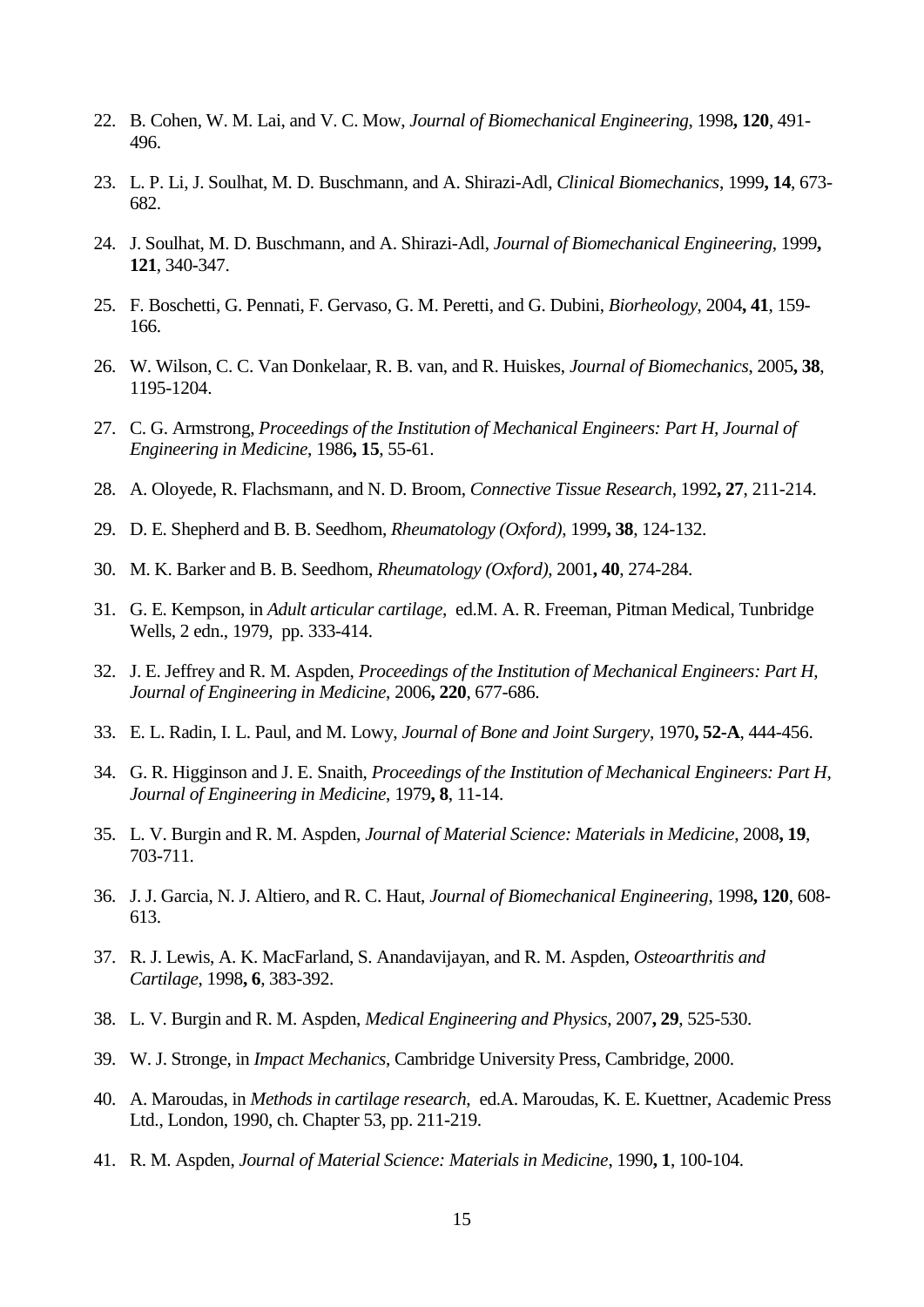22. B. Cohen, W. M. Lai, and V. C. Mow, *Journal of Biomechanical Engineering*, 1998**, 120**, 491-496.

23. L. P. Li, J. Soulhat, M. D. Buschmann, and A. Shirazi-Adl, *Clinical Biomechanics*, 1999**, 14**, 673-682.

24. J. Soulhat, M. D. Buschmann, and A. Shirazi-Adl, *Journal of Biomechanical Engineering*, 1999**, 121**, 340-347.

25. F. Boschetti, G. Pennati, F. Gervaso, G. M. Peretti, and G. Dubini, *Biorheology*, 2004**, 41**, 159-166.

26. W. Wilson, C. C. Van Donkelaar, R. B. van, and R. Huiskes, *Journal of Biomechanics*, 2005**, 38**, 1195-1204.

27. C. G. Armstrong, *Proceedings of the Institution of Mechanical Engineers: Part H, Journal of Engineering in Medicine*, 1986**, 15**, 55-61.

28. A. Oloyede, R. Flachsmann, and N. D. Broom, *Connective Tissue Research*, 1992**, 27**, 211-214.

29. D. E. Shepherd and B. B. Seedhom, *Rheumatology (Oxford)*, 1999**, 38**, 124-132.

30. M. K. Barker and B. B. Seedhom, *Rheumatology (Oxford)*, 2001**, 40**, 274-284.

31. G. E. Kempson, in *Adult articular cartilage*, ed.M. A. R. Freeman, Pitman Medical, Tunbridge Wells, 2 edn., 1979, pp. 333-414.

32. J. E. Jeffrey and R. M. Aspden, *Proceedings of the Institution of Mechanical Engineers: Part H, Journal of Engineering in Medicine*, 2006**, 220**, 677-686.

33. E. L. Radin, I. L. Paul, and M. Lowy, *Journal of Bone and Joint Surgery*, 1970**, 52-A**, 444-456.

34. G. R. Higginson and J. E. Snaith, *Proceedings of the Institution of Mechanical Engineers: Part H, Journal of Engineering in Medicine*, 1979**, 8**, 11-14.

35. L. V. Burgin and R. M. Aspden, *Journal of Material Science: Materials in Medicine*, 2008**, 19**, 703-711.

36. J. J. Garcia, N. J. Altiero, and R. C. Haut, *Journal of Biomechanical Engineering*, 1998**, 120**, 608-613.

37. R. J. Lewis, A. K. MacFarland, S. Anandavijayan, and R. M. Aspden, *Osteoarthritis and Cartilage*, 1998**, 6**, 383-392.

38. L. V. Burgin and R. M. Aspden, *Medical Engineering and Physics*, 2007**, 29**, 525-530.

39. W. J. Stronge, in *Impact Mechanics*, Cambridge University Press, Cambridge, 2000.

40. A. Maroudas, in *Methods in cartilage research*, ed.A. Maroudas, K. E. Kuettner, Academic Press Ltd., London, 1990, ch. Chapter 53, pp. 211-219.

41. R. M. Aspden, *Journal of Material Science: Materials in Medicine*, 1990**, 1**, 100-104.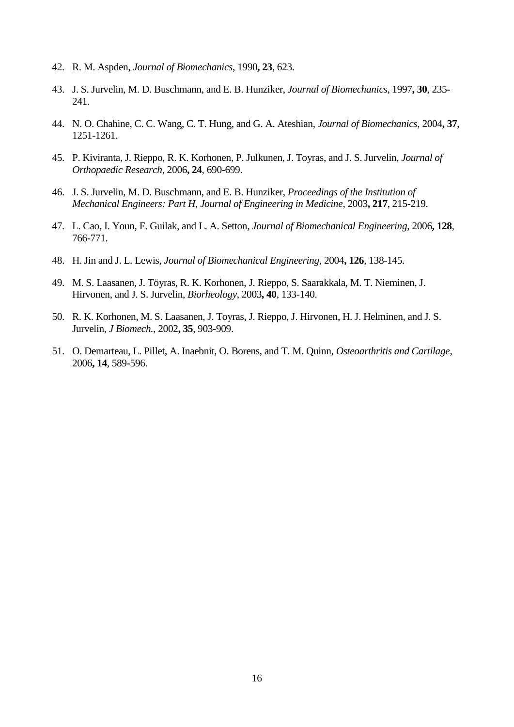42. R. M. Aspden, *Journal of Biomechanics*, 1990**, 23**, 623.

43. J. S. Jurvelin, M. D. Buschmann, and E. B. Hunziker, *Journal of Biomechanics*, 1997**, 30**, 235-241.

44. N. O. Chahine, C. C. Wang, C. T. Hung, and G. A. Ateshian, *Journal of Biomechanics*, 2004**, 37**, 1251-1261.

45. P. Kiviranta, J. Rieppo, R. K. Korhonen, P. Julkunen, J. Toyras, and J. S. Jurvelin, *Journal of Orthopaedic Research*, 2006**, 24**, 690-699.

46. J. S. Jurvelin, M. D. Buschmann, and E. B. Hunziker, *Proceedings of the Institution of Mechanical Engineers: Part H, Journal of Engineering in Medicine*, 2003**, 217**, 215-219.

47. L. Cao, I. Youn, F. Guilak, and L. A. Setton, *Journal of Biomechanical Engineering*, 2006**, 128**, 766-771.

48. H. Jin and J. L. Lewis, *Journal of Biomechanical Engineering*, 2004**, 126**, 138-145.

49. M. S. Laasanen, J. Töyras, R. K. Korhonen, J. Rieppo, S. Saarakkala, M. T. Nieminen, J. Hirvonen, and J. S. Jurvelin, *Biorheology*, 2003**, 40**, 133-140.

50. R. K. Korhonen, M. S. Laasanen, J. Toyras, J. Rieppo, J. Hirvonen, H. J. Helminen, and J. S. Jurvelin, *J Biomech.*, 2002**, 35**, 903-909.

51. O. Demarteau, L. Pillet, A. Inaebnit, O. Borens, and T. M. Quinn, *Osteoarthritis and Cartilage*, 2006**, 14**, 589-596.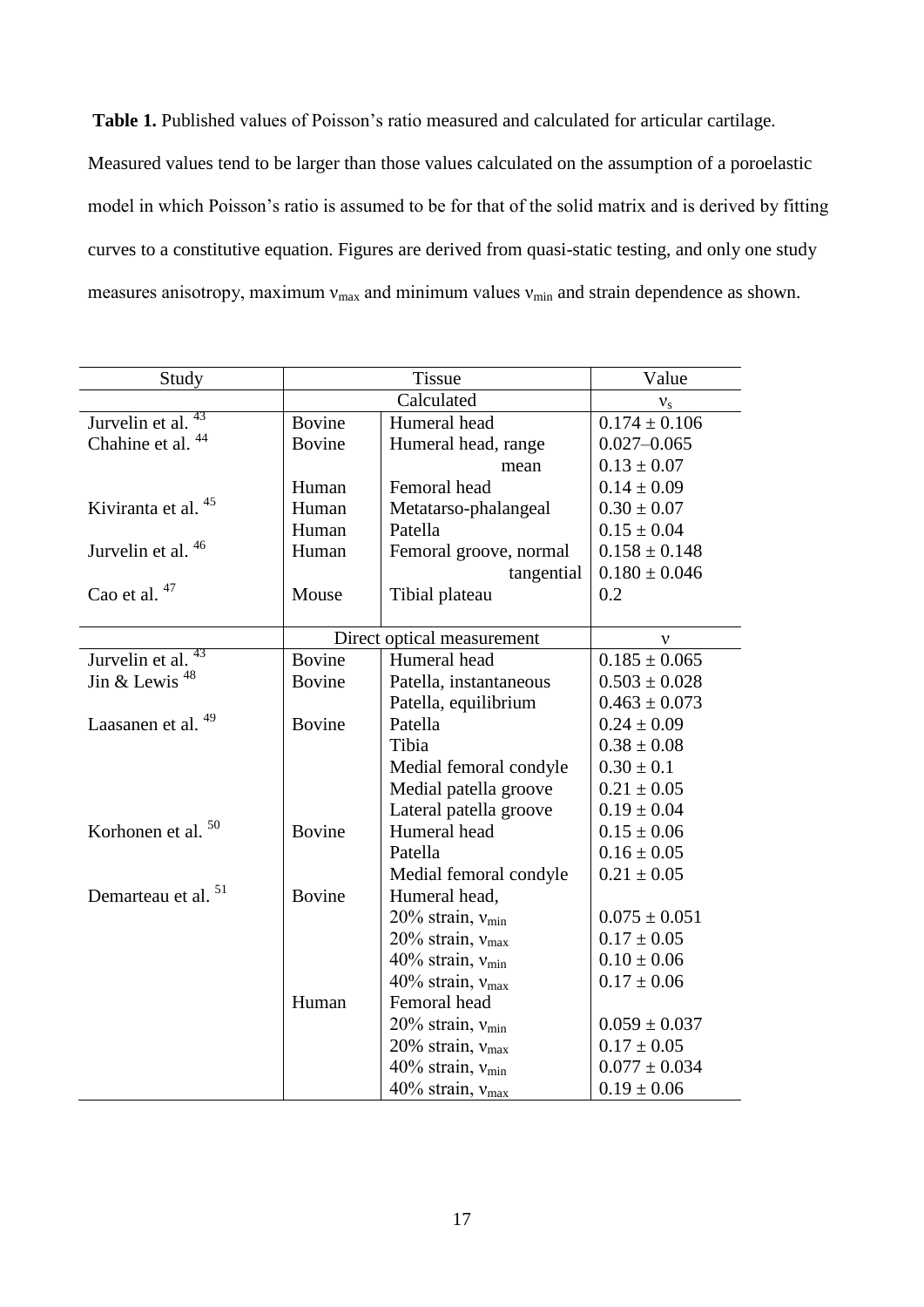**Table 1.** Published values of Poisson's ratio measured and calculated for articular cartilage. Measured values tend to be larger than those values calculated on the assumption of a poroelastic model in which Poisson's ratio is assumed to be for that of the solid matrix and is derived by fitting curves to a constitutive equation. Figures are derived from quasi-static testing, and only one study measures anisotropy, maximum $\nu_{max}$ and minimum values $\nu_{min}$ and strain dependence as shown.

| Study | Tissue | | Value |
|---|---|---|---|
| | Calculated | | $\nu_s$ |
| Jurvelin et al. [43] | Bovine | Humeral head | 0.174 ± 0.106 |
| Chahine et al. [44] | Bovine | Humeral head, range | 0.027–0.065 |
| | | mean | 0.13 ± 0.07 |
| | Human | Femoral head | 0.14 ± 0.09 |
| Kiviranta et al. [45] | Human | Metatarso-phalangeal | 0.30 ± 0.07 |
| | Human | Patella | 0.15 ± 0.04 |
| Jurvelin et al. [46] | Human | Femoral groove, normal | 0.158 ± 0.148 |
| | | tangential | 0.180 ± 0.046 |
| Cao et al. [47] | Mouse | Tibial plateau | 0.2 |
| | Direct optical measurement | | $\nu$ |
| Jurvelin et al. [43] | Bovine | Humeral head | 0.185 ± 0.065 |
| Jin & Lewis [48] | Bovine | Patella, instantaneous | 0.503 ± 0.028 |
| | | Patella, equilibrium | 0.463 ± 0.073 |
| Laasanen et al. [49] | Bovine | Patella | 0.24 ± 0.09 |
| | | Tibia | 0.38 ± 0.08 |
| | | Medial femoral condyle | 0.30 ± 0.1 |
| | | Medial patella groove | 0.21 ± 0.05 |
| | | Lateral patella groove | 0.19 ± 0.04 |
| Korhonen et al. [50] | Bovine | Humeral head | 0.15 ± 0.06 |
| | | Patella | 0.16 ± 0.05 |
| | | Medial femoral condyle | 0.21 ± 0.05 |
| Demarteau et al. [51] | Bovine | Humeral head, | |
| | | 20% strain, $\nu_{min}$ | 0.075 ± 0.051 |
| | | 20% strain, $\nu_{max}$ | 0.17 ± 0.05 |
| | | 40% strain, $\nu_{min}$ | 0.10 ± 0.06 |
| | | 40% strain, $\nu_{max}$ | 0.17 ± 0.06 |
| | Human | Femoral head | |
| | | 20% strain, $\nu_{min}$ | 0.059 ± 0.037 |
| | | 20% strain, $\nu_{max}$ | 0.17 ± 0.05 |
| | | 40% strain, $\nu_{min}$ | 0.077 ± 0.034 |
| | | 40% strain, $\nu_{max}$ | 0.19 ± 0.06 |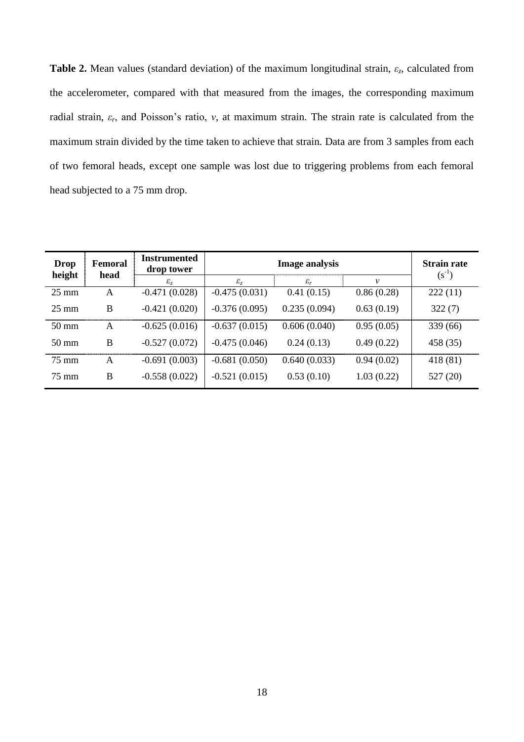**Table 2.** Mean values (standard deviation) of the maximum longitudinal strain, $\varepsilon_z$, calculated from the accelerometer, compared with that measured from the images, the corresponding maximum radial strain, $\varepsilon_r$, and Poisson's ratio, $v$, at maximum strain. The strain rate is calculated from the maximum strain divided by the time taken to achieve that strain. Data are from 3 samples from each of two femoral heads, except one sample was lost due to triggering problems from each femoral head subjected to a 75 mm drop.

| **Drop height** | **Femoral head** | **Instrumented drop tower** | **Image analysis** | | | **Strain rate** ($s^{-1}$) |
|---|---|---|---|---|---|---|
| | | $\varepsilon_z$ | $\varepsilon_z$ | $\varepsilon_r$ | $v$ | |
| 25 mm | A | -0.471 (0.028) | -0.475 (0.031) | 0.41 (0.15) | 0.86 (0.28) | 222 (11) |
| 25 mm | B | -0.421 (0.020) | -0.376 (0.095) | 0.235 (0.094) | 0.63 (0.19) | 322 (7) |
| 50 mm | A | -0.625 (0.016) | -0.637 (0.015) | 0.606 (0.040) | 0.95 (0.05) | 339 (66) |
| 50 mm | B | -0.527 (0.072) | -0.475 (0.046) | 0.24 (0.13) | 0.49 (0.22) | 458 (35) |
| 75 mm | A | -0.691 (0.003) | -0.681 (0.050) | 0.640 (0.033) | 0.94 (0.02) | 418 (81) |
| 75 mm | B | -0.558 (0.022) | -0.521 (0.015) | 0.53 (0.10) | 1.03 (0.22) | 527 (20) |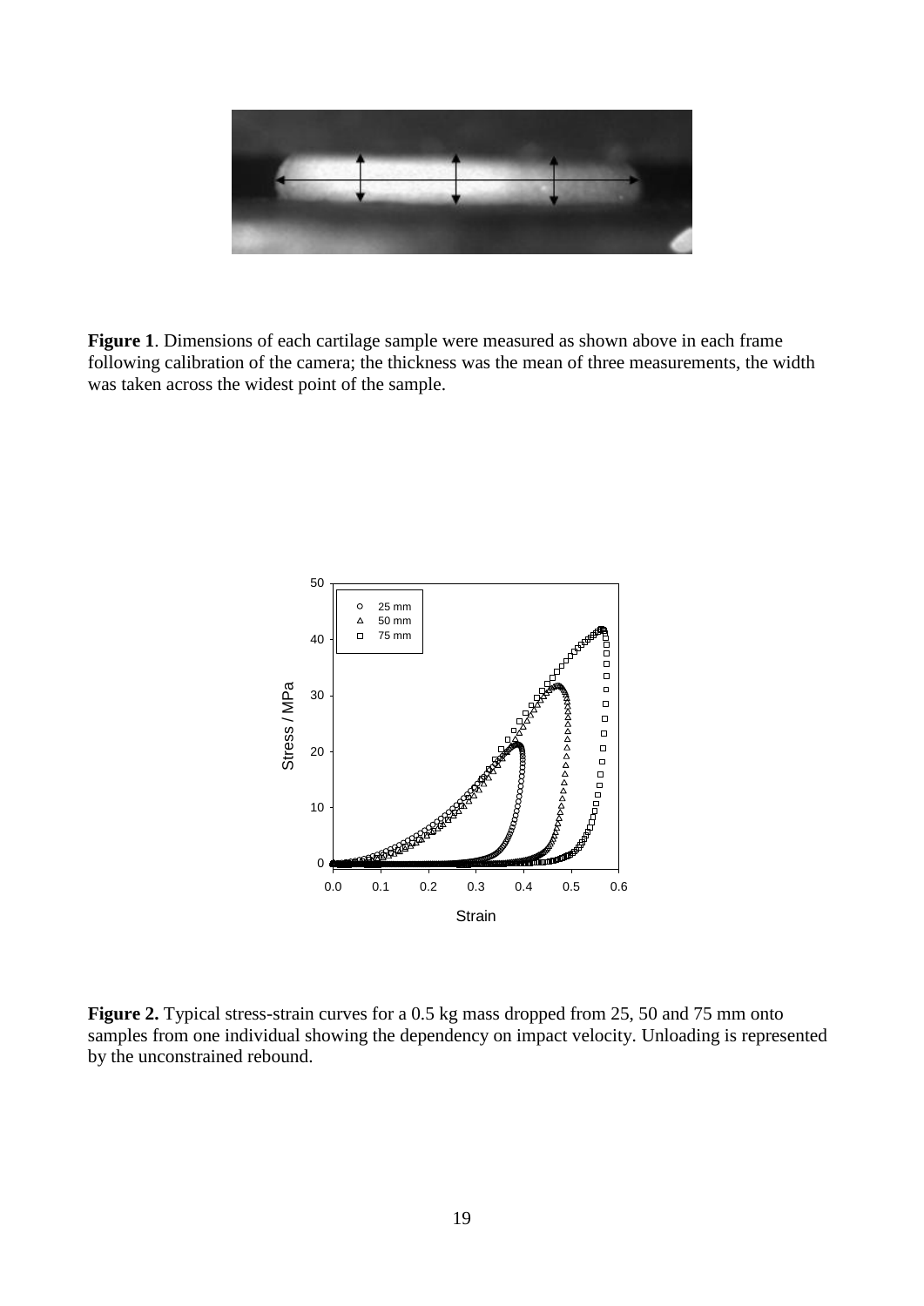**Figure 1**. Dimensions of each cartilage sample were measured as shown above in each frame following calibration of the camera; the thickness was the mean of three measurements, the width was taken across the widest point of the sample.

**Figure 2.** Typical stress-strain curves for a 0.5 kg mass dropped from 25, 50 and 75 mm onto samples from one individual showing the dependency on impact velocity. Unloading is represented by the unconstrained rebound.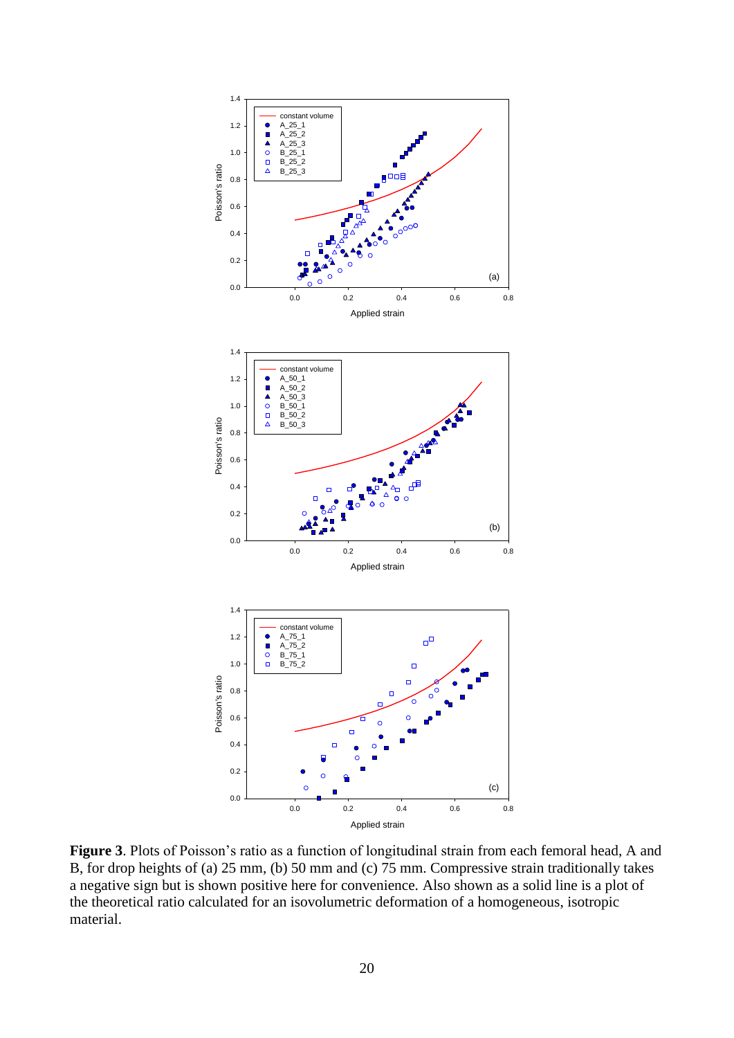**Figure 3**. Plots of Poisson's ratio as a function of longitudinal strain from each femoral head, A and B, for drop heights of (a) 25 mm, (b) 50 mm and (c) 75 mm. Compressive strain traditionally takes a negative sign but is shown positive here for convenience. Also shown as a solid line is a plot of the theoretical ratio calculated for an isovolumetric deformation of a homogeneous, isotropic material.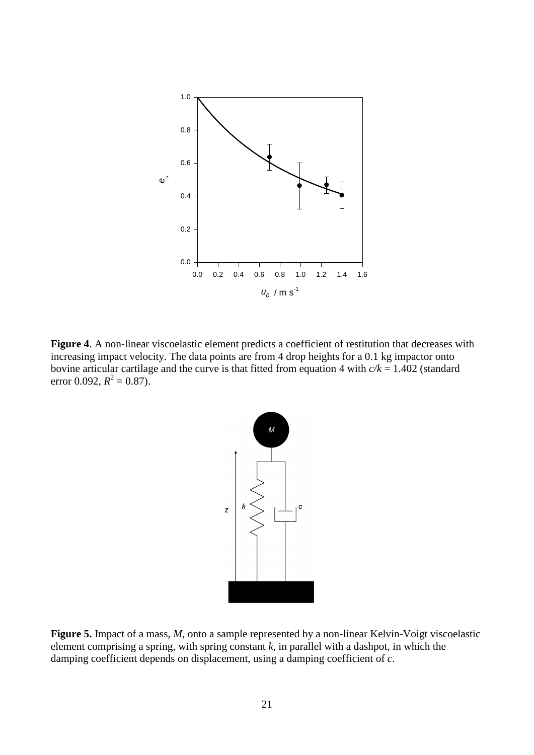1.0
0.8
0.6
0.4
0.2
0.0

$e^*$

0.0 0.2 0.4 0.6 0.8 1.0 1.2 1.4 1.6

$u_0$ / m s$^{-1}$

**Figure 4**. A non-linear viscoelastic element predicts a coefficient of restitution that decreases with increasing impact velocity. The data points are from 4 drop heights for a 0.1 kg impactor onto bovine articular cartilage and the curve is that fitted from equation 4 with $c/k$ = 1.402 (standard error 0.092, $R^2$ = 0.87).

$M$

$z$ $k$ $c$

**Figure 5.** Impact of a mass, $M$, onto a sample represented by a non-linear Kelvin-Voigt viscoelastic element comprising a spring, with spring constant $k$, in parallel with a dashpot, in which the damping coefficient depends on displacement, using a damping coefficient of $c$.